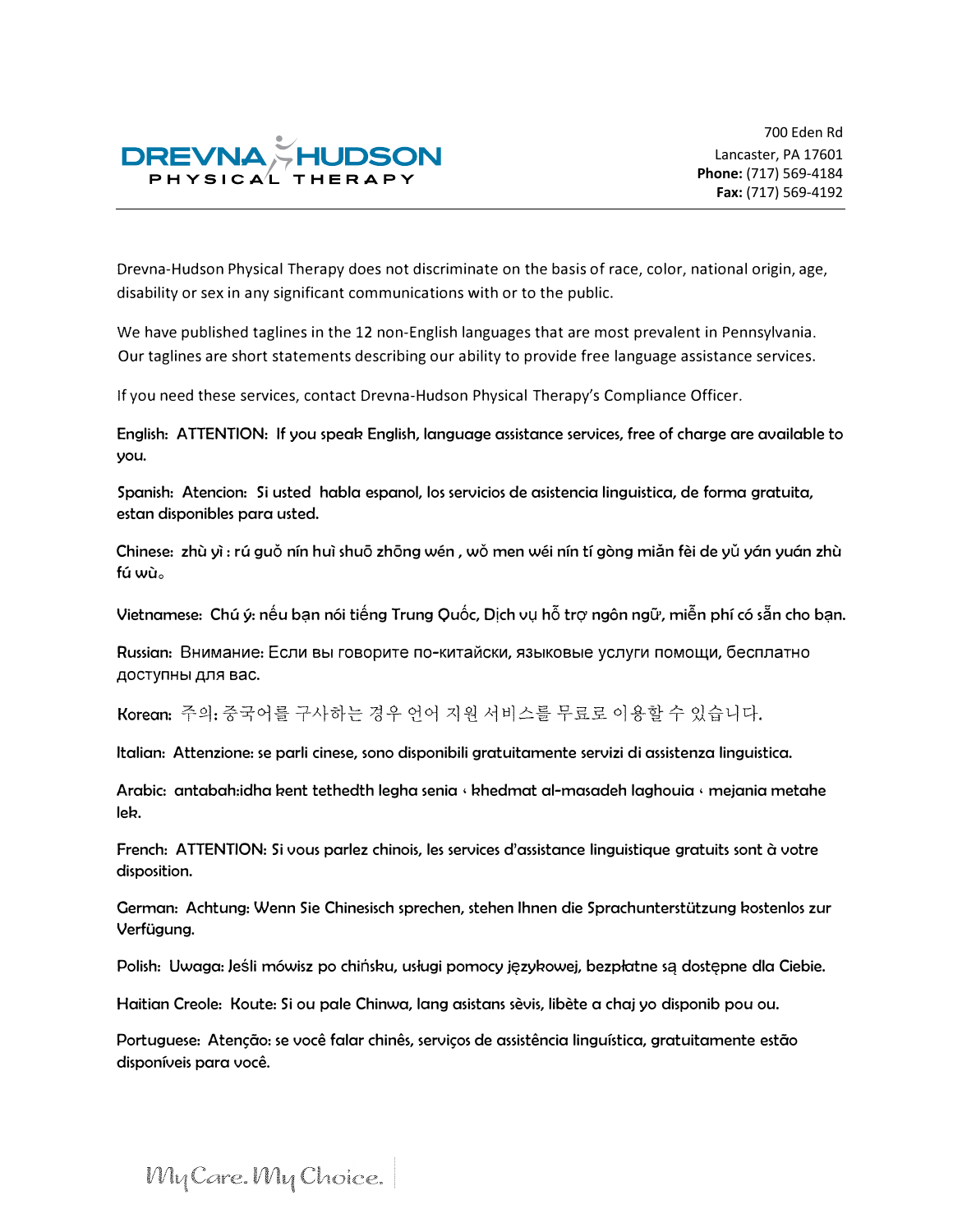DREVNA HUDSON PHYSICAL THERAPY

700 Eden Rd
Lancaster, PA 17601
**Phone:** (717) 569-4184
**Fax:** (717) 569-4192

Drevna-Hudson Physical Therapy does not discriminate on the basis of race, color, national origin, age, disability or sex in any significant communications with or to the public.

We have published taglines in the 12 non-English languages that are most prevalent in Pennsylvania. Our taglines are short statements describing our ability to provide free language assistance services.

If you need these services, contact Drevna-Hudson Physical Therapy's Compliance Officer.

English: ATTENTION: If you speak English, language assistance services, free of charge are available to you.

Spanish: Atencion: Si usted habla espanol, los servicios de asistencia linguistica, de forma gratuita, estan disponibles para usted.

Chinese: zhù yì : rú guǒ nín huì shuō zhōng wén , wǒ men wéi nín tí gòng miǎn fèi de yǔ yán yuán zhù fú wù。

Vietnamese: Chú ý: nếu bạn nói tiếng Trung Quốc, Dịch vụ hỗ trợ ngôn ngữ, miễn phí có sẵn cho bạn.

Russian: Внимание: Если вы говорите по-китайски, языковые услуги помощи, бесплатно доступны для вас.

Korean: 주의: 중국어를 구사하는 경우 언어 지원 서비스를 무료로 이용할 수 있습니다.

Italian: Attenzione: se parli cinese, sono disponibili gratuitamente servizi di assistenza linguistica.

Arabic: antabah:idha kent tethedth legha senia ، khedmat al-masadeh laghouia ، mejania metahe lek.

French: ATTENTION: Si vous parlez chinois, les services d'assistance linguistique gratuits sont à votre disposition.

German: Achtung: Wenn Sie Chinesisch sprechen, stehen Ihnen die Sprachunterstützung kostenlos zur Verfügung.

Polish: Uwaga: Jeśli mówisz po chińsku, usługi pomocy językowej, bezpłatne są dostępne dla Ciebie.

Haitian Creole: Koute: Si ou pale Chinwa, lang asistans sèvis, libète a chaj yo disponib pou ou.

Portuguese: Atenção: se você falar chinês, serviços de assistência linguística, gratuitamente estão disponíveis para você.

My Care. My Choice.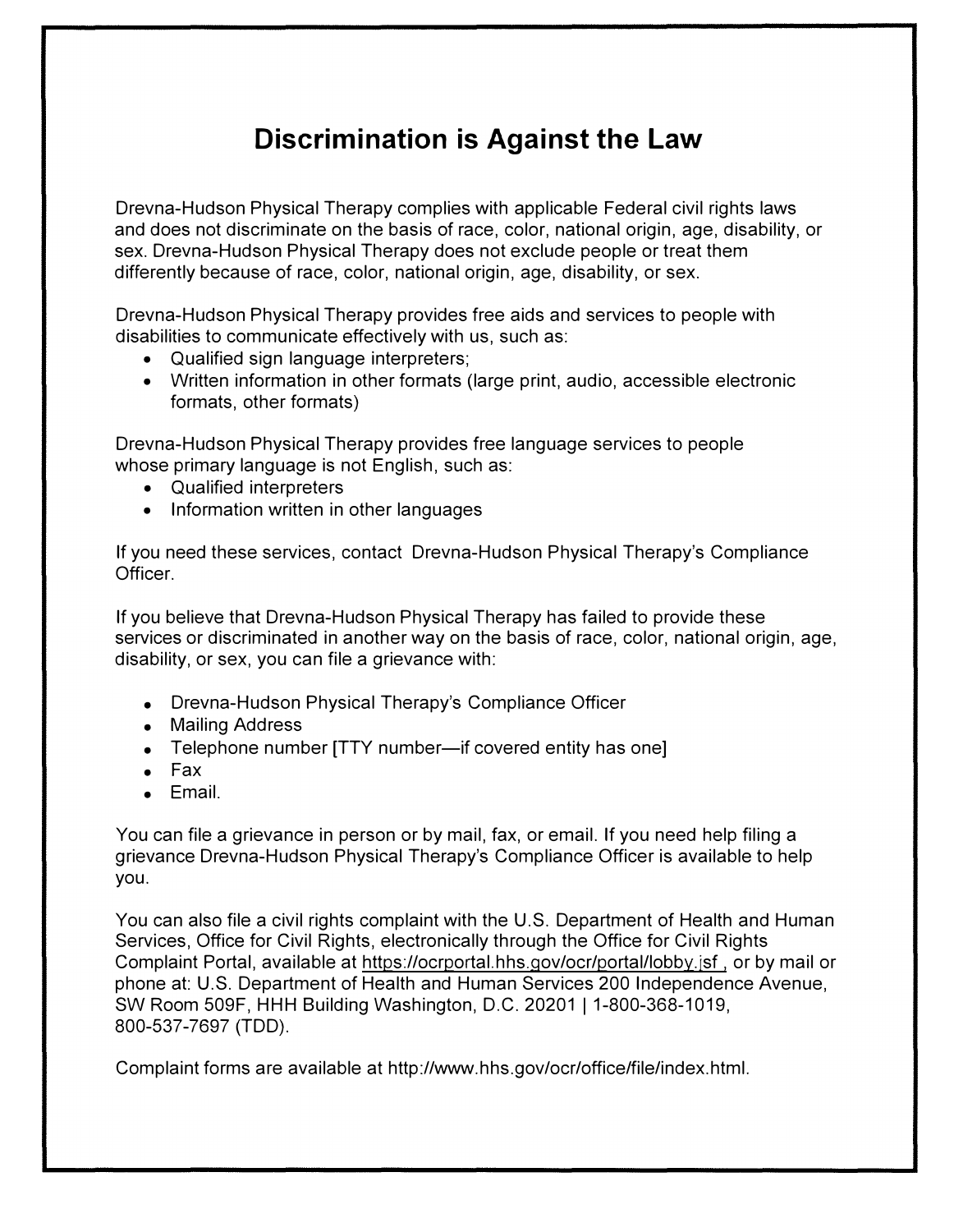# Discrimination is Against the Law

Drevna-Hudson Physical Therapy complies with applicable Federal civil rights laws and does not discriminate on the basis of race, color, national origin, age, disability, or sex. Drevna-Hudson Physical Therapy does not exclude people or treat them differently because of race, color, national origin, age, disability, or sex.

Drevna-Hudson Physical Therapy provides free aids and services to people with disabilities to communicate effectively with us, such as:

- Qualified sign language interpreters;
- Written information in other formats (large print, audio, accessible electronic formats, other formats)

Drevna-Hudson Physical Therapy provides free language services to people whose primary language is not English, such as:

- Qualified interpreters
- Information written in other languages

If you need these services, contact Drevna-Hudson Physical Therapy's Compliance Officer.

If you believe that Drevna-Hudson Physical Therapy has failed to provide these services or discriminated in another way on the basis of race, color, national origin, age, disability, or sex, you can file a grievance with:

- Drevna-Hudson Physical Therapy's Compliance Officer
- Mailing Address
- Telephone number [TTY number—if covered entity has one]
- Fax
- Email.

You can file a grievance in person or by mail, fax, or email. If you need help filing a grievance Drevna-Hudson Physical Therapy's Compliance Officer is available to help you.

You can also file a civil rights complaint with the U.S. Department of Health and Human Services, Office for Civil Rights, electronically through the Office for Civil Rights Complaint Portal, available at https://ocrportal.hhs.gov/ocr/portal/lobby.jsf , or by mail or phone at: U.S. Department of Health and Human Services 200 Independence Avenue, SW Room 509F, HHH Building Washington, D.C. 20201 | 1-800-368-1019, 800-537-7697 (TDD).

Complaint forms are available at http://www.hhs.gov/ocr/office/file/index.html.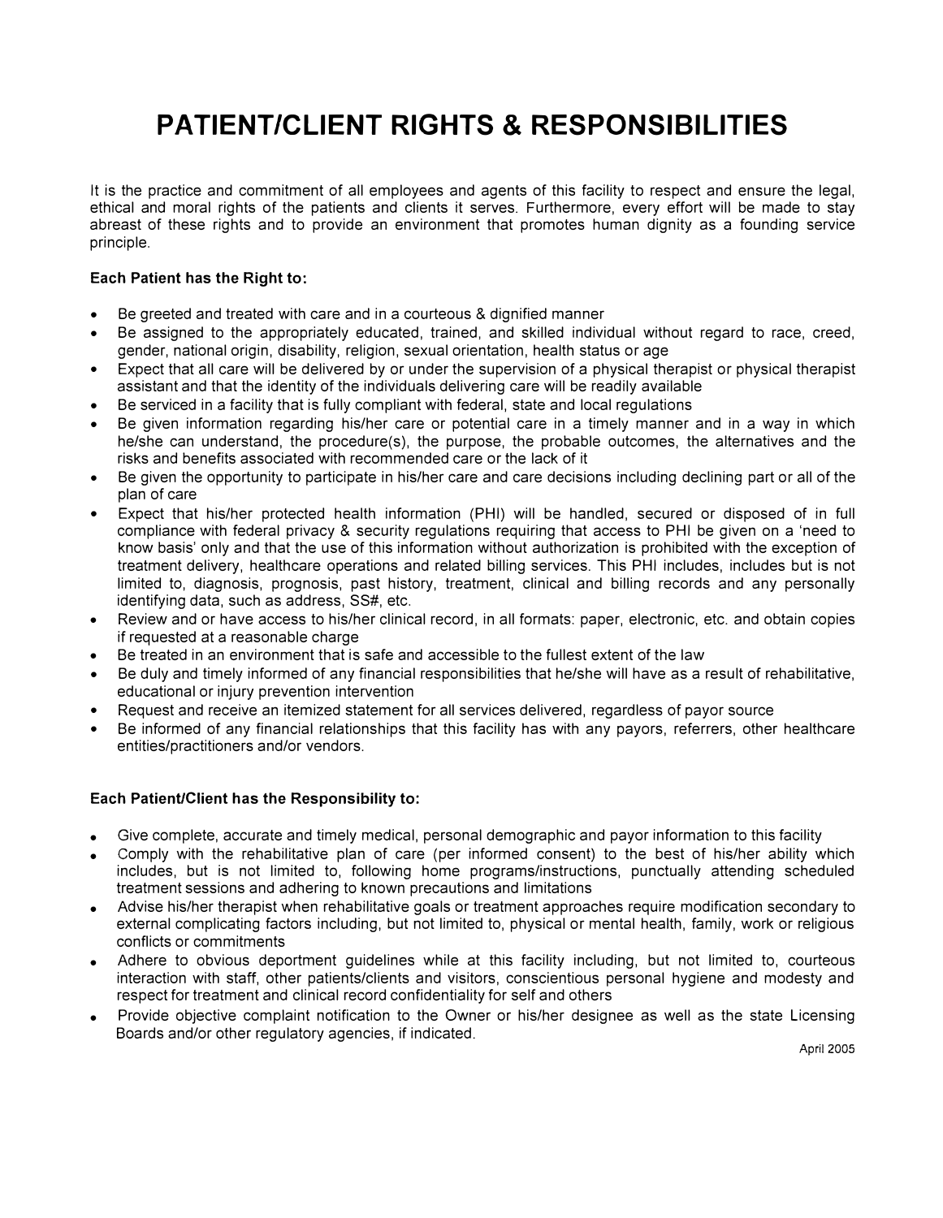# PATIENT/CLIENT RIGHTS & RESPONSIBILITIES

It is the practice and commitment of all employees and agents of this facility to respect and ensure the legal, ethical and moral rights of the patients and clients it serves. Furthermore, every effort will be made to stay abreast of these rights and to provide an environment that promotes human dignity as a founding service principle.

**Each Patient has the Right to:**

- Be greeted and treated with care and in a courteous & dignified manner
- Be assigned to the appropriately educated, trained, and skilled individual without regard to race, creed, gender, national origin, disability, religion, sexual orientation, health status or age
- Expect that all care will be delivered by or under the supervision of a physical therapist or physical therapist assistant and that the identity of the individuals delivering care will be readily available
- Be serviced in a facility that is fully compliant with federal, state and local regulations
- Be given information regarding his/her care or potential care in a timely manner and in a way in which he/she can understand, the procedure(s), the purpose, the probable outcomes, the alternatives and the risks and benefits associated with recommended care or the lack of it
- Be given the opportunity to participate in his/her care and care decisions including declining part or all of the plan of care
- Expect that his/her protected health information (PHI) will be handled, secured or disposed of in full compliance with federal privacy & security regulations requiring that access to PHI be given on a 'need to know basis' only and that the use of this information without authorization is prohibited with the exception of treatment delivery, healthcare operations and related billing services. This PHI includes, includes but is not limited to, diagnosis, prognosis, past history, treatment, clinical and billing records and any personally identifying data, such as address, SS#, etc.
- Review and or have access to his/her clinical record, in all formats: paper, electronic, etc. and obtain copies if requested at a reasonable charge
- Be treated in an environment that is safe and accessible to the fullest extent of the law
- Be duly and timely informed of any financial responsibilities that he/she will have as a result of rehabilitative, educational or injury prevention intervention
- Request and receive an itemized statement for all services delivered, regardless of payor source
- Be informed of any financial relationships that this facility has with any payors, referrers, other healthcare entities/practitioners and/or vendors.

**Each Patient/Client has the Responsibility to:**

- Give complete, accurate and timely medical, personal demographic and payor information to this facility
- Comply with the rehabilitative plan of care (per informed consent) to the best of his/her ability which includes, but is not limited to, following home programs/instructions, punctually attending scheduled treatment sessions and adhering to known precautions and limitations
- Advise his/her therapist when rehabilitative goals or treatment approaches require modification secondary to external complicating factors including, but not limited to, physical or mental health, family, work or religious conflicts or commitments
- Adhere to obvious deportment guidelines while at this facility including, but not limited to, courteous interaction with staff, other patients/clients and visitors, conscientious personal hygiene and modesty and respect for treatment and clinical record confidentiality for self and others
- Provide objective complaint notification to the Owner or his/her designee as well as the state Licensing Boards and/or other regulatory agencies, if indicated.

April 2005